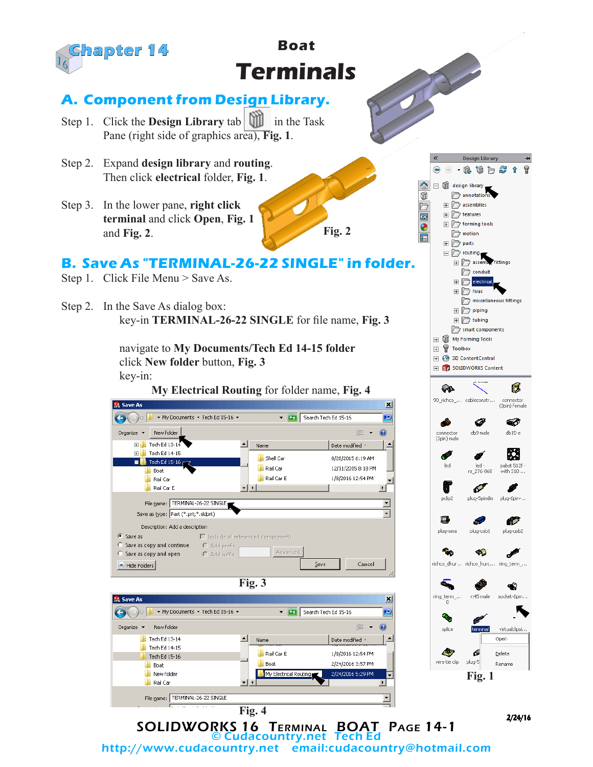# Chapter 14

# Boat Terminals

## A. Component from Design Library.

Step 1. Click the **Design Library** tab in the Task Pane (right side of graphics area), **Fig. 1**.

Step 2. Expand **design library** and **routing**. Then click **electrical** folder, **Fig. 1**.

Step 3. In the lower pane, **right click terminal** and click **Open**, **Fig. 1** and **Fig. 2**.

Fig. 2

## B. Save As "TERMINAL-26-22 SINGLE" in folder.

Step 1. Click File Menu > Save As.

Step 2. In the Save As dialog box:

key-in **TERMINAL-26-22 SINGLE** for file name, **Fig. 3**

navigate to **My Documents/Tech Ed 14-15 folder**
click **New folder** button, **Fig. 3**
key-in:

**My Electrical Routing** for folder name, **Fig. 4**

Fig. 3

Fig. 4

Fig. 1

2/24/16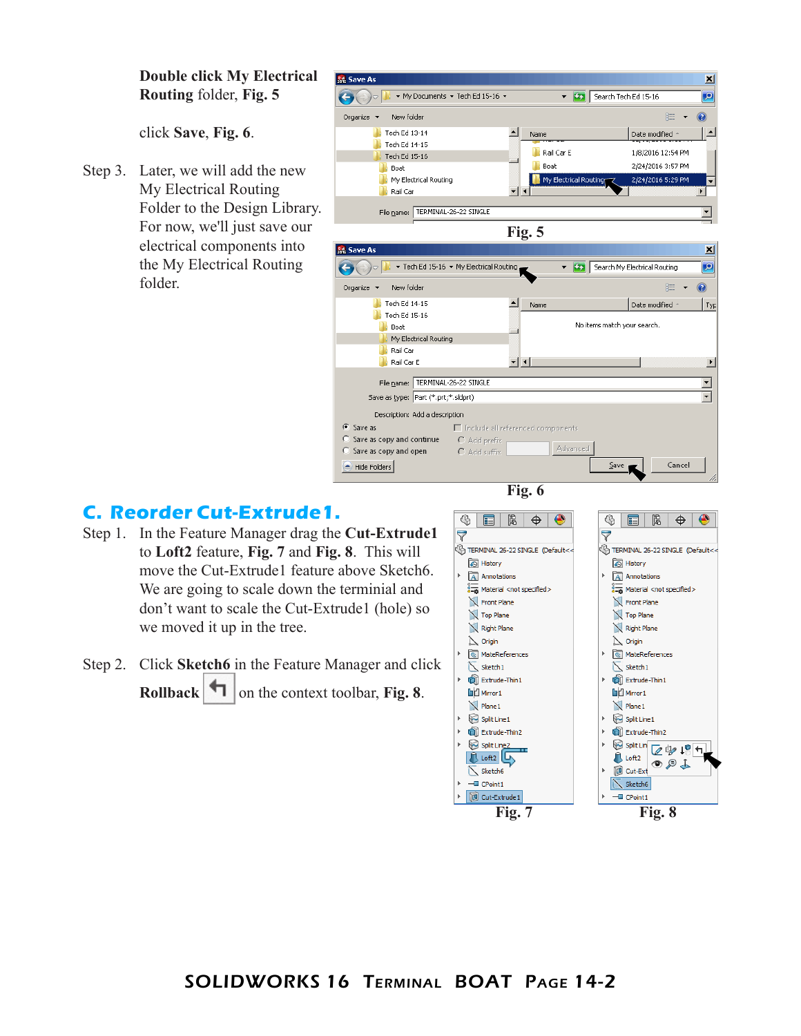**Double click My Electrical Routing** folder, **Fig. 5**

click **Save**, **Fig. 6**.

Step 3. Later, we will add the new My Electrical Routing Folder to the Design Library. For now, we'll just save our electrical components into the My Electrical Routing folder.

Fig. 5

Fig. 6

## C. Reorder Cut-Extrude1.

Step 1. In the Feature Manager drag the **Cut-Extrude1** to **Loft2** feature, **Fig. 7** and **Fig. 8**. This will move the Cut-Extrude1 feature above Sketch6. We are going to scale down the terminial and don't want to scale the Cut-Extrude1 (hole) so we moved it up in the tree.

Step 2. Click **Sketch6** in the Feature Manager and click **Rollback** on the context toolbar, **Fig. 8**.

Fig. 7

Fig. 8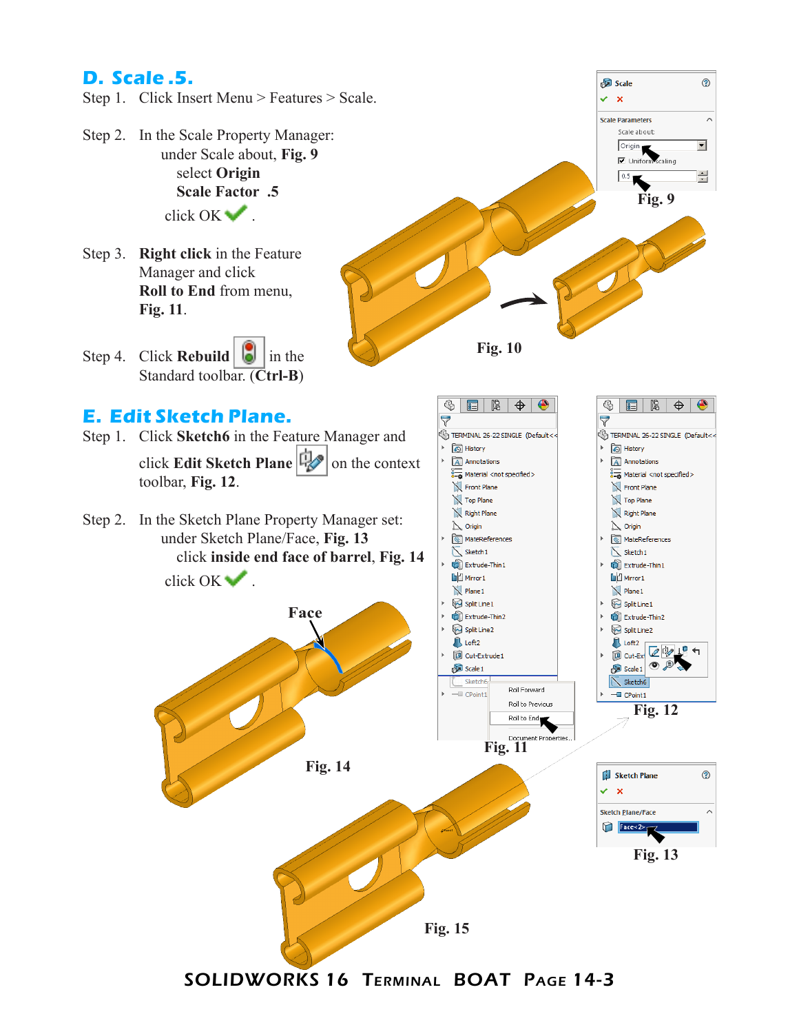## D. Scale .5.

Step 1. Click Insert Menu > Features > Scale.

Step 2. In the Scale Property Manager:
under Scale about, **Fig. 9**
select **Origin**
**Scale Factor .5**
click OK ✓.

Step 3. **Right click** in the Feature Manager and click **Roll to End** from menu, **Fig. 11**.

Step 4. Click **Rebuild** in the Standard toolbar. (**Ctrl-B**)

Fig. 9

Fig. 10

## E. Edit Sketch Plane.

Step 1. Click **Sketch6** in the Feature Manager and click **Edit Sketch Plane** on the context toolbar, **Fig. 12**.

Step 2. In the Sketch Plane Property Manager set:
under Sketch Plane/Face, **Fig. 13**
click **inside end face of barrel**, **Fig. 14**
click OK ✓.

Face

Fig. 14

Fig. 11

Fig. 12

Fig. 13

Fig. 15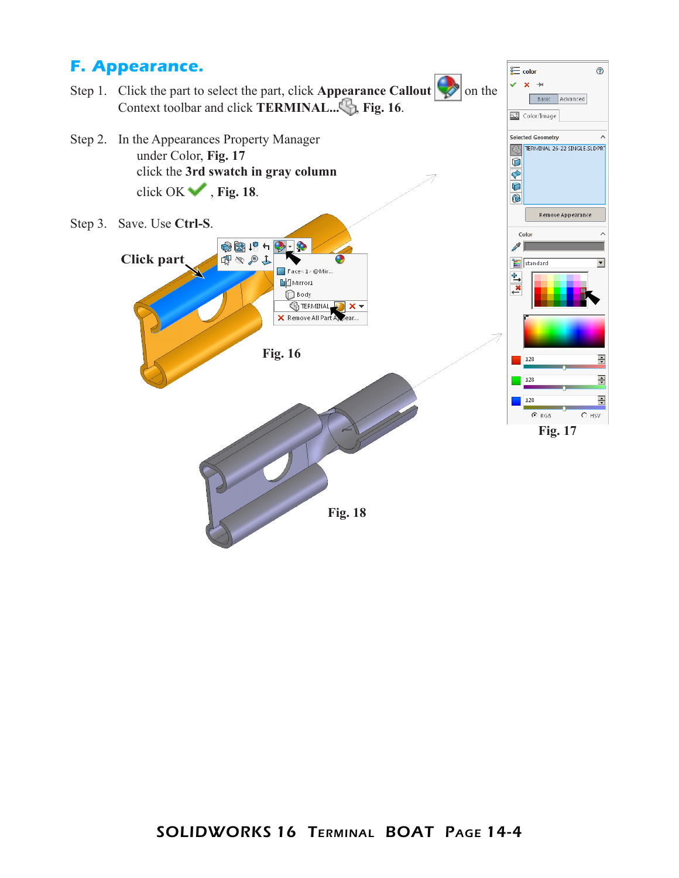## F. Appearance.

Step 1. Click the part to select the part, click **Appearance Callout** on the Context toolbar and click **TERMINAL...**, **Fig. 16**.

Step 2. In the Appearances Property Manager
under Color, **Fig. 17**
click the **3rd swatch in gray column**
click OK , **Fig. 18**.

Step 3. Save. Use **Ctrl-S**.

**Click part**

Fig. 16

Fig. 17

Fig. 18